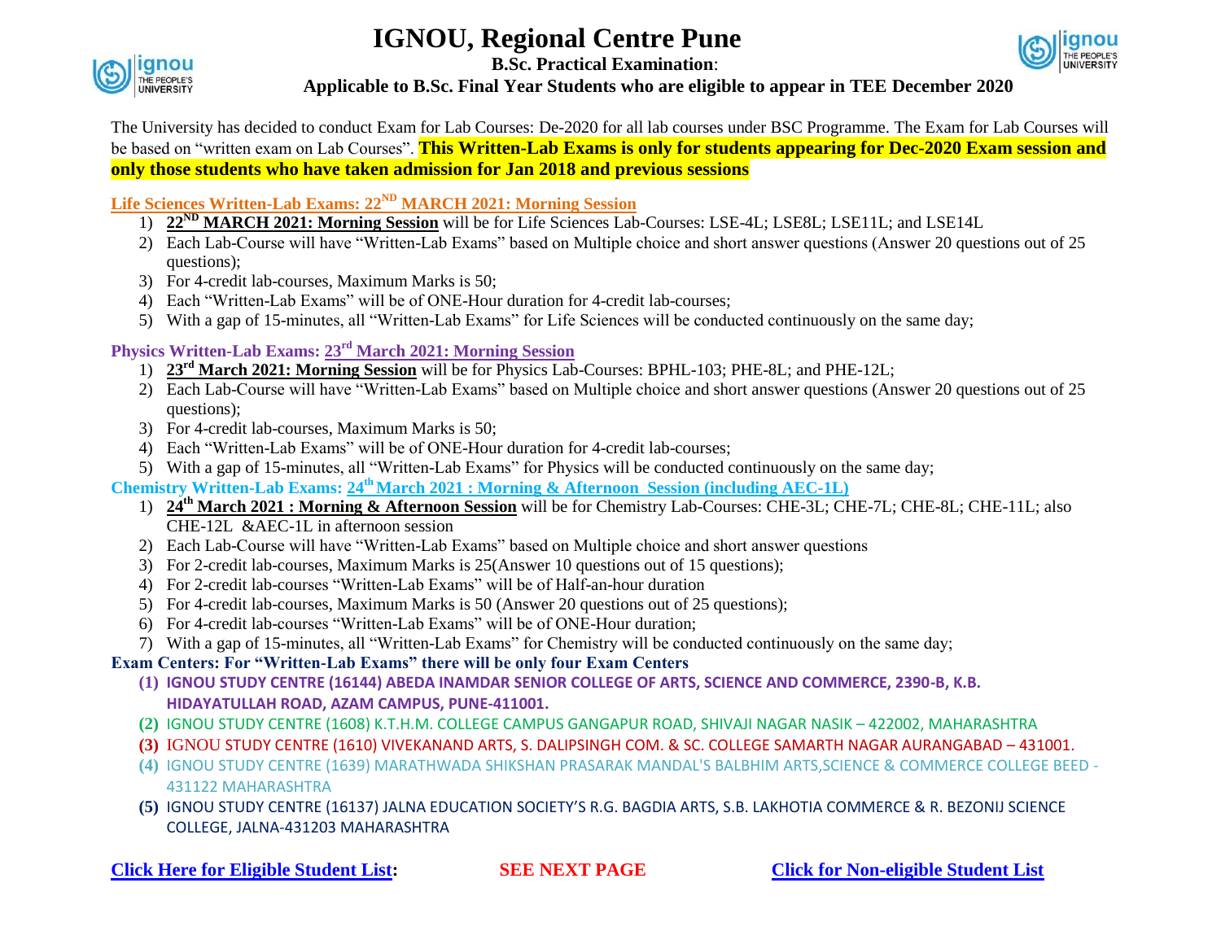# IGNOU, Regional Centre Pune

**B.Sc. Practical Examination**:

**Applicable to B.Sc. Final Year Students who are eligible to appear in TEE December 2020**

The University has decided to conduct Exam for Lab Courses: De-2020 for all lab courses under BSC Programme. The Exam for Lab Courses will be based on "written exam on Lab Courses". **This Written-Lab Exams is only for students appearing for Dec-2020 Exam session and only those students who have taken admission for Jan 2018 and previous sessions**

### Life Sciences Written-Lab Exams: 22ND MARCH 2021: Morning Session

1) **22ND MARCH 2021: Morning Session** will be for Life Sciences Lab-Courses: LSE-4L; LSE8L; LSE11L; and LSE14L
2) Each Lab-Course will have "Written-Lab Exams" based on Multiple choice and short answer questions (Answer 20 questions out of 25 questions);
3) For 4-credit lab-courses, Maximum Marks is 50;
4) Each "Written-Lab Exams" will be of ONE-Hour duration for 4-credit lab-courses;
5) With a gap of 15-minutes, all "Written-Lab Exams" for Life Sciences will be conducted continuously on the same day;

### Physics Written-Lab Exams: 23rd March 2021: Morning Session

1) **23rd March 2021: Morning Session** will be for Physics Lab-Courses: BPHL-103; PHE-8L; and PHE-12L;
2) Each Lab-Course will have "Written-Lab Exams" based on Multiple choice and short answer questions (Answer 20 questions out of 25 questions);
3) For 4-credit lab-courses, Maximum Marks is 50;
4) Each "Written-Lab Exams" will be of ONE-Hour duration for 4-credit lab-courses;
5) With a gap of 15-minutes, all "Written-Lab Exams" for Physics will be conducted continuously on the same day;

### Chemistry Written-Lab Exams: 24th March 2021 : Morning & Afternoon Session (including AEC-1L)

1) **24th March 2021 : Morning & Afternoon Session** will be for Chemistry Lab-Courses: CHE-3L; CHE-7L; CHE-8L; CHE-11L; also CHE-12L &AEC-1L in afternoon session
2) Each Lab-Course will have "Written-Lab Exams" based on Multiple choice and short answer questions
3) For 2-credit lab-courses, Maximum Marks is 25(Answer 10 questions out of 15 questions);
4) For 2-credit lab-courses "Written-Lab Exams" will be of Half-an-hour duration
5) For 4-credit lab-courses, Maximum Marks is 50 (Answer 20 questions out of 25 questions);
6) For 4-credit lab-courses "Written-Lab Exams" will be of ONE-Hour duration;
7) With a gap of 15-minutes, all "Written-Lab Exams" for Chemistry will be conducted continuously on the same day;

### Exam Centers: For "Written-Lab Exams" there will be only four Exam Centers

**(1)** **IGNOU STUDY CENTRE (16144) ABEDA INAMDAR SENIOR COLLEGE OF ARTS, SCIENCE AND COMMERCE, 2390-B, K.B. HIDAYATULLAH ROAD, AZAM CAMPUS, PUNE-411001.**

**(2)** IGNOU STUDY CENTRE (1608) K.T.H.M. COLLEGE CAMPUS GANGAPUR ROAD, SHIVAJI NAGAR NASIK – 422002, MAHARASHTRA

**(3)** IGNOU STUDY CENTRE (1610) VIVEKANAND ARTS, S. DALIPSINGH COM. & SC. COLLEGE SAMARTH NAGAR AURANGABAD – 431001.

**(4)** IGNOU STUDY CENTRE (1639) MARATHWADA SHIKSHAN PRASARAK MANDAL'S BALBHIM ARTS,SCIENCE & COMMERCE COLLEGE BEED - 431122 MAHARASHTRA

**(5)** IGNOU STUDY CENTRE (16137) JALNA EDUCATION SOCIETY'S R.G. BAGDIA ARTS, S.B. LAKHOTIA COMMERCE & R. BEZONIJ SCIENCE COLLEGE, JALNA-431203 MAHARASHTRA

**Click Here for Eligible Student List:** **SEE NEXT PAGE** **Click for Non-eligible Student List**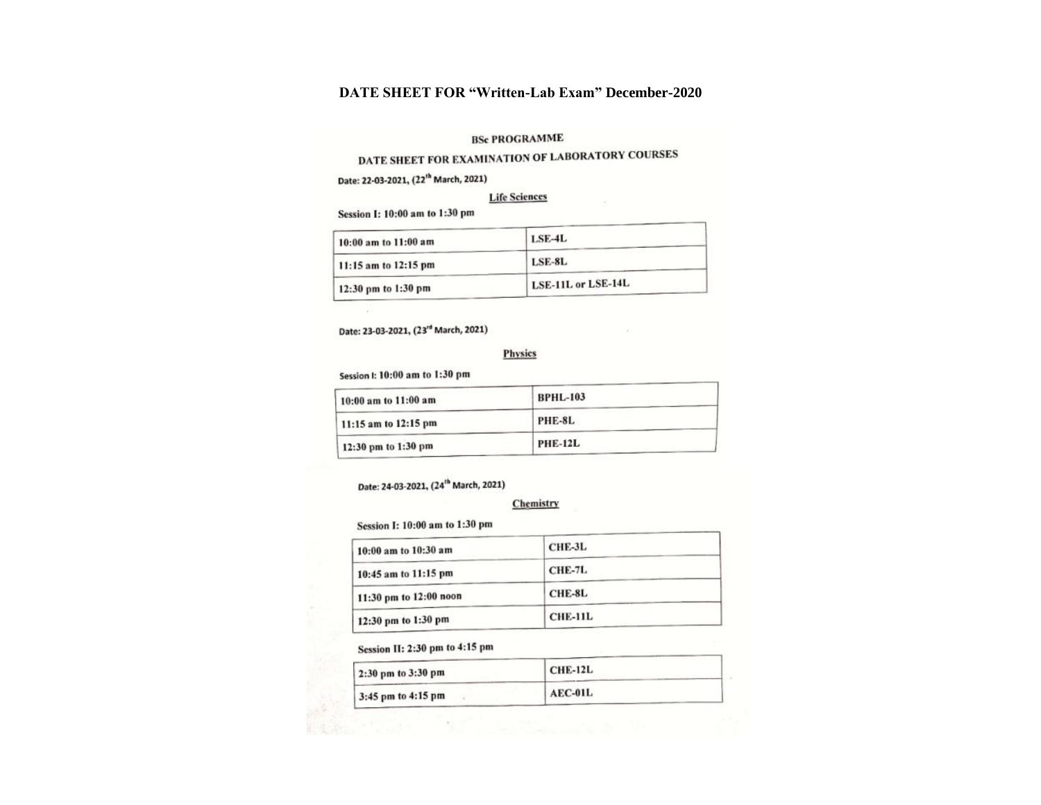# DATE SHEET FOR "Written-Lab Exam" December-2020

## BSc PROGRAMME

## DATE SHEET FOR EXAMINATION OF LABORATORY COURSES

**Date: 22-03-2021, (22th March, 2021)**

**Life Sciences**

**Session I: 10:00 am to 1:30 pm**

| | |
|---|---|
| 10:00 am to 11:00 am | LSE-4L |
| 11:15 am to 12:15 pm | LSE-8L |
| 12:30 pm to 1:30 pm | LSE-11L or LSE-14L |

**Date: 23-03-2021, (23rd March, 2021)**

**Physics**

**Session I: 10:00 am to 1:30 pm**

| | |
|---|---|
| 10:00 am to 11:00 am | BPHL-103 |
| 11:15 am to 12:15 pm | PHE-8L |
| 12:30 pm to 1:30 pm | PHE-12L |

**Date: 24-03-2021, (24th March, 2021)**

**Chemistry**

**Session I: 10:00 am to 1:30 pm**

| | |
|---|---|
| 10:00 am to 10:30 am | CHE-3L |
| 10:45 am to 11:15 pm | CHE-7L |
| 11:30 pm to 12:00 noon | CHE-8L |
| 12:30 pm to 1:30 pm | CHE-11L |

**Session II: 2:30 pm to 4:15 pm**

| | |
|---|---|
| 2:30 pm to 3:30 pm | CHE-12L |
| 3:45 pm to 4:15 pm | AEC-01L |